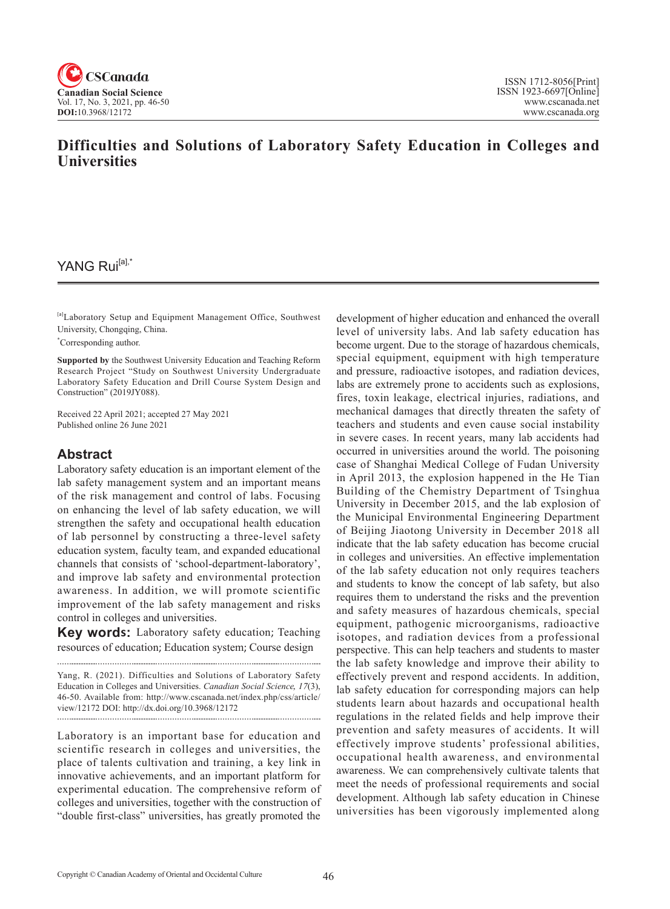# Difficulties and Solutions of Laboratory Safety Education in Colleges and Universities

YANG Rui[a],*

[a]Laboratory Setup and Equipment Management Office, Southwest University, Chongqing, China.

*Corresponding author.

**Supported by** the Southwest University Education and Teaching Reform Research Project "Study on Southwest University Undergraduate Laboratory Safety Education and Drill Course System Design and Construction" (2019JY088).

Received 22 April 2021; accepted 27 May 2021
Published online 26 June 2021

## Abstract

Laboratory safety education is an important element of the lab safety management system and an important means of the risk management and control of labs. Focusing on enhancing the level of lab safety education, we will strengthen the safety and occupational health education of lab personnel by constructing a three-level safety education system, faculty team, and expanded educational channels that consists of 'school-department-laboratory', and improve lab safety and environmental protection awareness. In addition, we will promote scientific improvement of the lab safety management and risks control in colleges and universities.

**Key words:** Laboratory safety education; Teaching resources of education; Education system; Course design

Yang, R. (2021). Difficulties and Solutions of Laboratory Safety Education in Colleges and Universities. *Canadian Social Science*, *17*(3), 46-50. Available from: http://www.cscanada.net/index.php/css/article/view/12172 DOI: http://dx.doi.org/10.3968/12172

Laboratory is an important base for education and scientific research in colleges and universities, the place of talents cultivation and training, a key link in innovative achievements, and an important platform for experimental education. The comprehensive reform of colleges and universities, together with the construction of "double first-class" universities, has greatly promoted the development of higher education and enhanced the overall level of university labs. And lab safety education has become urgent. Due to the storage of hazardous chemicals, special equipment, equipment with high temperature and pressure, radioactive isotopes, and radiation devices, labs are extremely prone to accidents such as explosions, fires, toxin leakage, electrical injuries, radiations, and mechanical damages that directly threaten the safety of teachers and students and even cause social instability in severe cases. In recent years, many lab accidents had occurred in universities around the world. The poisoning case of Shanghai Medical College of Fudan University in April 2013, the explosion happened in the He Tian Building of the Chemistry Department of Tsinghua University in December 2015, and the lab explosion of the Municipal Environmental Engineering Department of Beijing Jiaotong University in December 2018 all indicate that the lab safety education has become crucial in colleges and universities. An effective implementation of the lab safety education not only requires teachers and students to know the concept of lab safety, but also requires them to understand the risks and the prevention and safety measures of hazardous chemicals, special equipment, pathogenic microorganisms, radioactive isotopes, and radiation devices from a professional perspective. This can help teachers and students to master the lab safety knowledge and improve their ability to effectively prevent and respond accidents. In addition, lab safety education for corresponding majors can help students learn about hazards and occupational health regulations in the related fields and help improve their prevention and safety measures of accidents. It will effectively improve students' professional abilities, occupational health awareness, and environmental awareness. We can comprehensively cultivate talents that meet the needs of professional requirements and social development. Although lab safety education in Chinese universities has been vigorously implemented along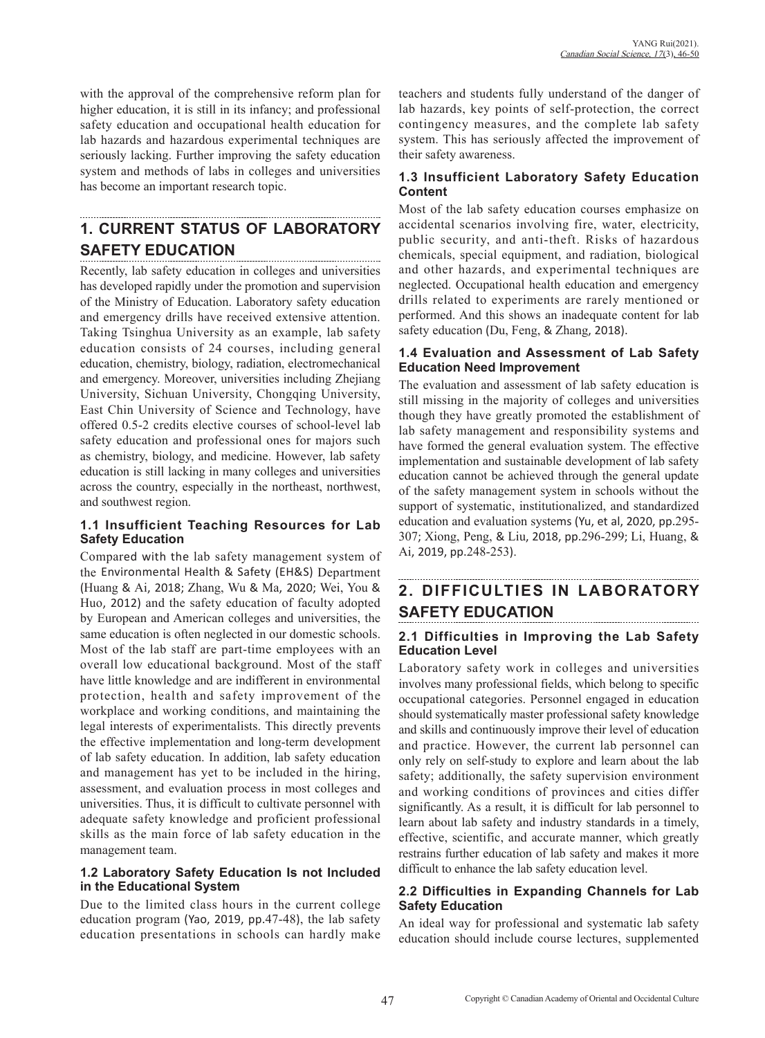with the approval of the comprehensive reform plan for higher education, it is still in its infancy; and professional safety education and occupational health education for lab hazards and hazardous experimental techniques are seriously lacking. Further improving the safety education system and methods of labs in colleges and universities has become an important research topic.

## 1. CURRENT STATUS OF LABORATORY SAFETY EDUCATION

Recently, lab safety education in colleges and universities has developed rapidly under the promotion and supervision of the Ministry of Education. Laboratory safety education and emergency drills have received extensive attention. Taking Tsinghua University as an example, lab safety education consists of 24 courses, including general education, chemistry, biology, radiation, electromechanical and emergency. Moreover, universities including Zhejiang University, Sichuan University, Chongqing University, East Chin University of Science and Technology, have offered 0.5-2 credits elective courses of school-level lab safety education and professional ones for majors such as chemistry, biology, and medicine. However, lab safety education is still lacking in many colleges and universities across the country, especially in the northeast, northwest, and southwest region.

### 1.1 Insufficient Teaching Resources for Lab Safety Education

Compared with the lab safety management system of the Environmental Health & Safety (EH&S) Department (Huang & Ai, 2018; Zhang, Wu & Ma, 2020; Wei, You & Huo, 2012) and the safety education of faculty adopted by European and American colleges and universities, the same education is often neglected in our domestic schools. Most of the lab staff are part-time employees with an overall low educational background. Most of the staff have little knowledge and are indifferent in environmental protection, health and safety improvement of the workplace and working conditions, and maintaining the legal interests of experimentalists. This directly prevents the effective implementation and long-term development of lab safety education. In addition, lab safety education and management has yet to be included in the hiring, assessment, and evaluation process in most colleges and universities. Thus, it is difficult to cultivate personnel with adequate safety knowledge and proficient professional skills as the main force of lab safety education in the management team.

### 1.2 Laboratory Safety Education Is not Included in the Educational System

Due to the limited class hours in the current college education program (Yao, 2019, pp.47-48), the lab safety education presentations in schools can hardly make teachers and students fully understand of the danger of lab hazards, key points of self-protection, the correct contingency measures, and the complete lab safety system. This has seriously affected the improvement of their safety awareness.

### 1.3 Insufficient Laboratory Safety Education Content

Most of the lab safety education courses emphasize on accidental scenarios involving fire, water, electricity, public security, and anti-theft. Risks of hazardous chemicals, special equipment, and radiation, biological and other hazards, and experimental techniques are neglected. Occupational health education and emergency drills related to experiments are rarely mentioned or performed. And this shows an inadequate content for lab safety education (Du, Feng, & Zhang, 2018).

### 1.4 Evaluation and Assessment of Lab Safety Education Need Improvement

The evaluation and assessment of lab safety education is still missing in the majority of colleges and universities though they have greatly promoted the establishment of lab safety management and responsibility systems and have formed the general evaluation system. The effective implementation and sustainable development of lab safety education cannot be achieved through the general update of the safety management system in schools without the support of systematic, institutionalized, and standardized education and evaluation systems (Yu, et al, 2020, pp.295-307; Xiong, Peng, & Liu, 2018, pp.296-299; Li, Huang, & Ai, 2019, pp.248-253).

## 2. DIFFICULTIES IN LABORATORY SAFETY EDUCATION

### 2.1 Difficulties in Improving the Lab Safety Education Level

Laboratory safety work in colleges and universities involves many professional fields, which belong to specific occupational categories. Personnel engaged in education should systematically master professional safety knowledge and skills and continuously improve their level of education and practice. However, the current lab personnel can only rely on self-study to explore and learn about the lab safety; additionally, the safety supervision environment and working conditions of provinces and cities differ significantly. As a result, it is difficult for lab personnel to learn about lab safety and industry standards in a timely, effective, scientific, and accurate manner, which greatly restrains further education of lab safety and makes it more difficult to enhance the lab safety education level.

### 2.2 Difficulties in Expanding Channels for Lab Safety Education

An ideal way for professional and systematic lab safety education should include course lectures, supplemented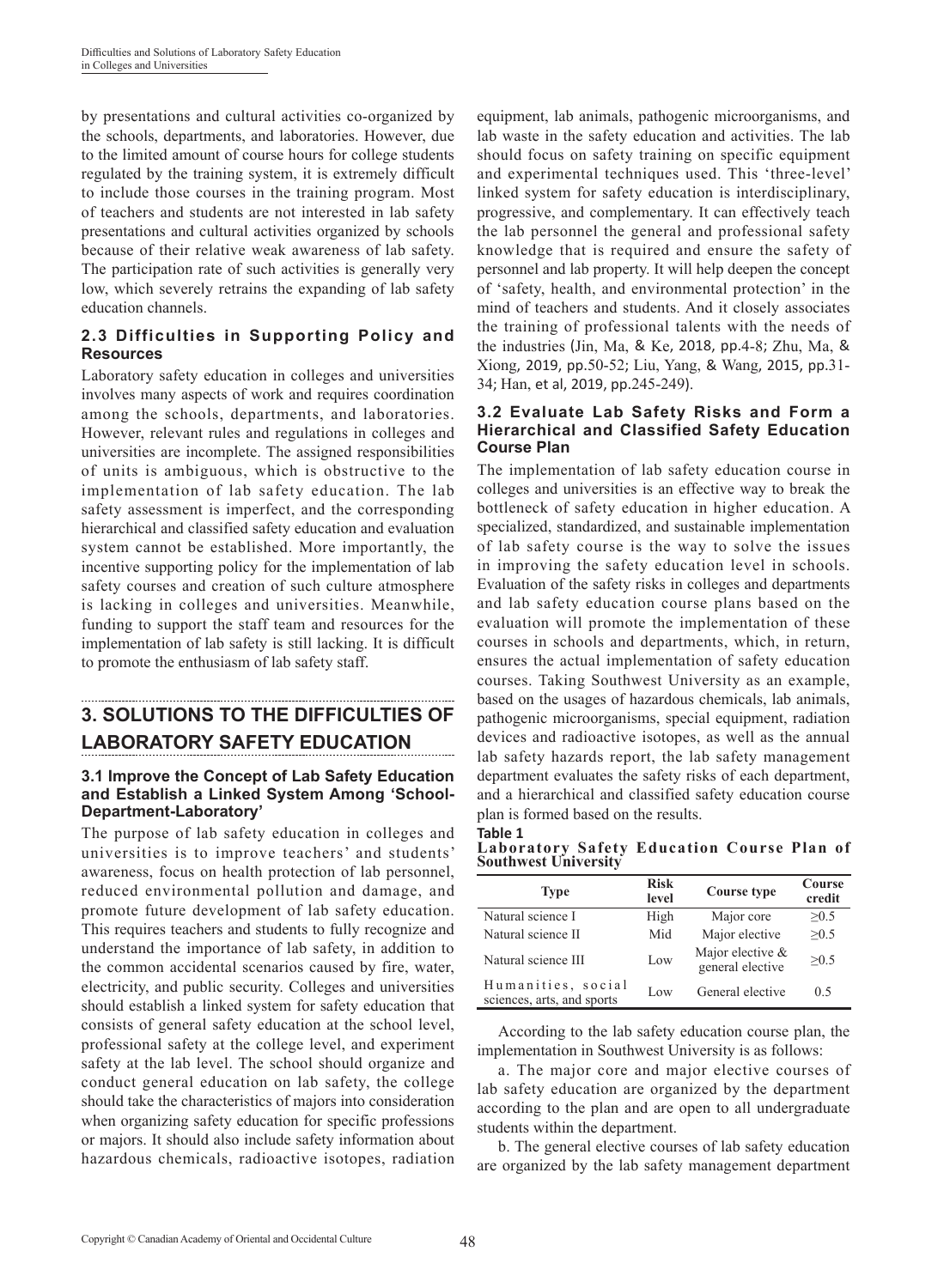by presentations and cultural activities co-organized by the schools, departments, and laboratories. However, due to the limited amount of course hours for college students regulated by the training system, it is extremely difficult to include those courses in the training program. Most of teachers and students are not interested in lab safety presentations and cultural activities organized by schools because of their relative weak awareness of lab safety. The participation rate of such activities is generally very low, which severely retrains the expanding of lab safety education channels.

### 2.3 Difficulties in Supporting Policy and Resources

Laboratory safety education in colleges and universities involves many aspects of work and requires coordination among the schools, departments, and laboratories. However, relevant rules and regulations in colleges and universities are incomplete. The assigned responsibilities of units is ambiguous, which is obstructive to the implementation of lab safety education. The lab safety assessment is imperfect, and the corresponding hierarchical and classified safety education and evaluation system cannot be established. More importantly, the incentive supporting policy for the implementation of lab safety courses and creation of such culture atmosphere is lacking in colleges and universities. Meanwhile, funding to support the staff team and resources for the implementation of lab safety is still lacking. It is difficult to promote the enthusiasm of lab safety staff.

## 3. SOLUTIONS TO THE DIFFICULTIES OF LABORATORY SAFETY EDUCATION

### 3.1 Improve the Concept of Lab Safety Education and Establish a Linked System Among 'School-Department-Laboratory'

The purpose of lab safety education in colleges and universities is to improve teachers' and students' awareness, focus on health protection of lab personnel, reduced environmental pollution and damage, and promote future development of lab safety education. This requires teachers and students to fully recognize and understand the importance of lab safety, in addition to the common accidental scenarios caused by fire, water, electricity, and public security. Colleges and universities should establish a linked system for safety education that consists of general safety education at the school level, professional safety at the college level, and experiment safety at the lab level. The school should organize and conduct general education on lab safety, the college should take the characteristics of majors into consideration when organizing safety education for specific professions or majors. It should also include safety information about hazardous chemicals, radioactive isotopes, radiation equipment, lab animals, pathogenic microorganisms, and lab waste in the safety education and activities. The lab should focus on safety training on specific equipment and experimental techniques used. This 'three-level' linked system for safety education is interdisciplinary, progressive, and complementary. It can effectively teach the lab personnel the general and professional safety knowledge that is required and ensure the safety of personnel and lab property. It will help deepen the concept of 'safety, health, and environmental protection' in the mind of teachers and students. And it closely associates the training of professional talents with the needs of the industries (Jin, Ma, & Ke, 2018, pp.4-8; Zhu, Ma, & Xiong, 2019, pp.50-52; Liu, Yang, & Wang, 2015, pp.31-34; Han, et al, 2019, pp.245-249).

### 3.2 Evaluate Lab Safety Risks and Form a Hierarchical and Classified Safety Education Course Plan

The implementation of lab safety education course in colleges and universities is an effective way to break the bottleneck of safety education in higher education. A specialized, standardized, and sustainable implementation of lab safety course is the way to solve the issues in improving the safety education level in schools. Evaluation of the safety risks in colleges and departments and lab safety education course plans based on the evaluation will promote the implementation of these courses in schools and departments, which, in return, ensures the actual implementation of safety education courses. Taking Southwest University as an example, based on the usages of hazardous chemicals, lab animals, pathogenic microorganisms, special equipment, radiation devices and radioactive isotopes, as well as the annual lab safety hazards report, the lab safety management department evaluates the safety risks of each department, and a hierarchical and classified safety education course plan is formed based on the results.

**Table 1**
**Laboratory Safety Education Course Plan of Southwest University**

| Type | Risk level | Course type | Course credit |
|---|---|---|---|
| Natural science I | High | Major core | ≥0.5 |
| Natural science II | Mid | Major elective | ≥0.5 |
| Natural science III | Low | Major elective & general elective | ≥0.5 |
| Humanities, social sciences, arts, and sports | Low | General elective | 0.5 |

According to the lab safety education course plan, the implementation in Southwest University is as follows:

a. The major core and major elective courses of lab safety education are organized by the department according to the plan and are open to all undergraduate students within the department.

b. The general elective courses of lab safety education are organized by the lab safety management department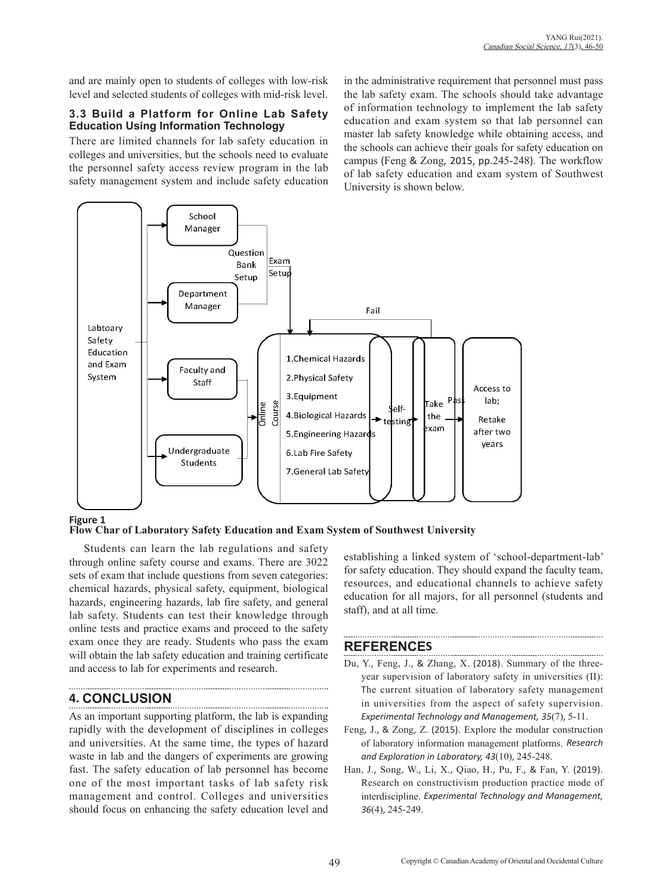and are mainly open to students of colleges with low-risk level and selected students of colleges with mid-risk level.

### 3.3 Build a Platform for Online Lab Safety Education Using Information Technology

There are limited channels for lab safety education in colleges and universities, but the schools need to evaluate the personnel safety access review program in the lab safety management system and include safety education in the administrative requirement that personnel must pass the lab safety exam. The schools should take advantage of information technology to implement the lab safety education and exam system so that lab personnel can master lab safety knowledge while obtaining access, and the schools can achieve their goals for safety education on campus (Feng & Zong, 2015, pp.245-248). The workflow of lab safety education and exam system of Southwest University is shown below.

**Figure 1**
**Flow Char of Laboratory Safety Education and Exam System of Southwest University**

Students can learn the lab regulations and safety through online safety course and exams. There are 3022 sets of exam that include questions from seven categories: chemical hazards, physical safety, equipment, biological hazards, engineering hazards, lab fire safety, and general lab safety. Students can test their knowledge through online tests and practice exams and proceed to the safety exam once they are ready. Students who pass the exam will obtain the lab safety education and training certificate and access to lab for experiments and research.

## 4. CONCLUSION

As an important supporting platform, the lab is expanding rapidly with the development of disciplines in colleges and universities. At the same time, the types of hazard waste in lab and the dangers of experiments are growing fast. The safety education of lab personnel has become one of the most important tasks of lab safety risk management and control. Colleges and universities should focus on enhancing the safety education level and establishing a linked system of 'school-department-lab' for safety education. They should expand the faculty team, resources, and educational channels to achieve safety education for all majors, for all personnel (students and staff), and at all time.

## REFERENCES

Du, Y., Feng, J., & Zhang, X. (2018). Summary of the three-year supervision of laboratory safety in universities (II): The current situation of laboratory safety management in universities from the aspect of safety supervision. *Experimental Technology and Management, 35*(7), 5-11.

Feng, J., & Zong, Z. (2015). Explore the modular construction of laboratory information management platforms. *Research and Exploration in Laboratory, 43*(10), 245-248.

Han, J., Song, W., Li, X., Qiao, H., Pu, F., & Fan, Y. (2019). Research on constructivism production practice mode of interdiscipline. *Experimental Technology and Management, 36*(4), 245-249.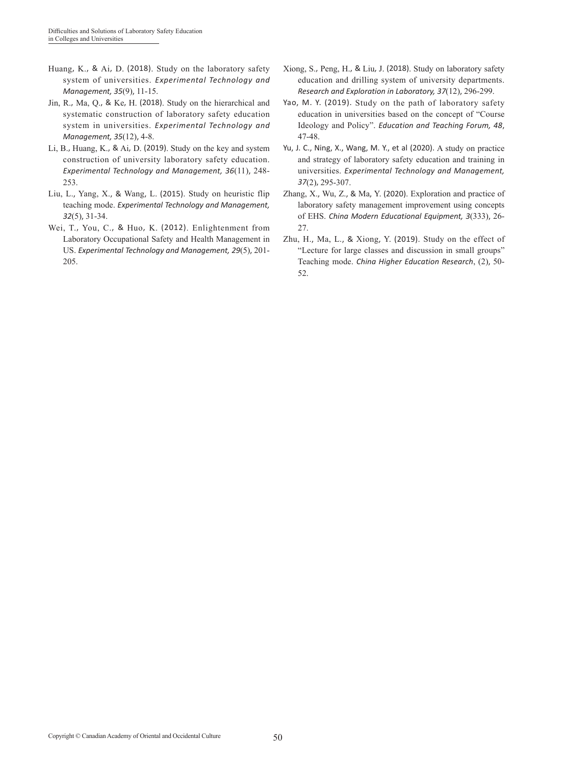Huang, K., & Ai, D. (2018). Study on the laboratory safety system of universities. *Experimental Technology and Management, 35*(9), 11-15.

Jin, R., Ma, Q., & Ke, H. (2018). Study on the hierarchical and systematic construction of laboratory safety education system in universities. *Experimental Technology and Management, 35*(12), 4-8.

Li, B., Huang, K., & Ai, D. (2019). Study on the key and system construction of university laboratory safety education. *Experimental Technology and Management, 36*(11), 248-253.

Liu, L., Yang, X., & Wang, L. (2015). Study on heuristic flip teaching mode. *Experimental Technology and Management, 32*(5), 31-34.

Wei, T., You, C., & Huo, K. (2012). Enlightenment from Laboratory Occupational Safety and Health Management in US. *Experimental Technology and Management, 29*(5), 201-205.

Xiong, S., Peng, H., & Liu, J. (2018). Study on laboratory safety education and drilling system of university departments. *Research and Exploration in Laboratory, 37*(12), 296-299.

Yao, M. Y. (2019). Study on the path of laboratory safety education in universities based on the concept of "Course Ideology and Policy". *Education and Teaching Forum, 48*, 47-48.

Yu, J. C., Ning, X., Wang, M. Y., et al (2020). A study on practice and strategy of laboratory safety education and training in universities. *Experimental Technology and Management, 37*(2), 295-307.

Zhang, X., Wu, Z., & Ma, Y. (2020). Exploration and practice of laboratory safety management improvement using concepts of EHS. *China Modern Educational Equipment, 3*(333), 26-27.

Zhu, H., Ma, L., & Xiong, Y. (2019). Study on the effect of "Lecture for large classes and discussion in small groups" Teaching mode. *China Higher Education Research*, (2), 50-52.